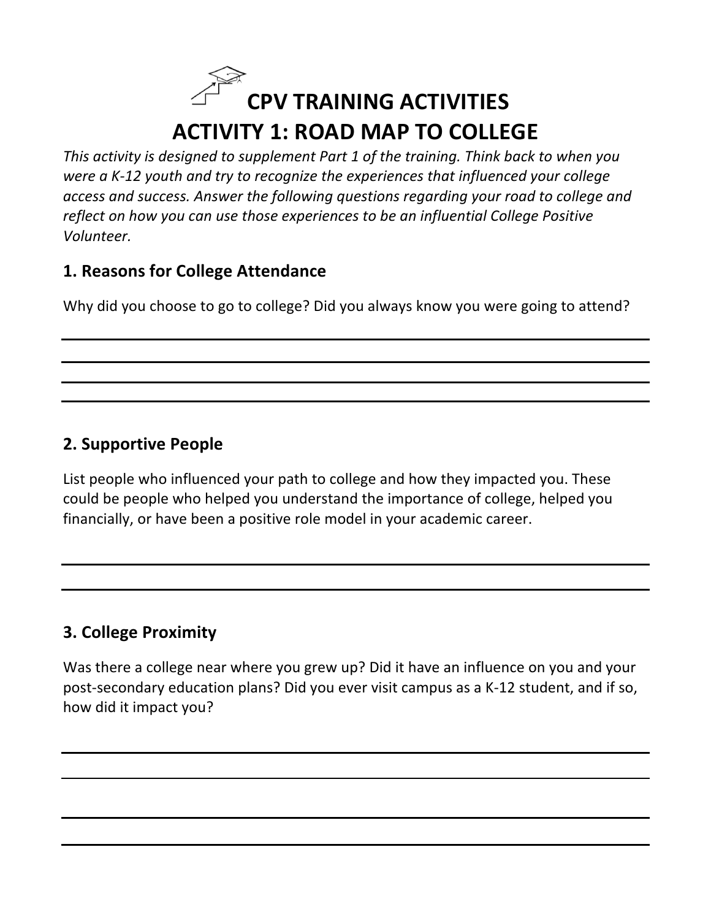# CPV TRAINING ACTIVITIES

# ACTIVITY 1: ROAD MAP TO COLLEGE

*This activity is designed to supplement Part 1 of the training. Think back to when you were a K-12 youth and try to recognize the experiences that influenced your college access and success. Answer the following questions regarding your road to college and reflect on how you can use those experiences to be an influential College Positive Volunteer.*

## 1. Reasons for College Attendance

Why did you choose to go to college? Did you always know you were going to attend?

## 2. Supportive People

List people who influenced your path to college and how they impacted you. These could be people who helped you understand the importance of college, helped you financially, or have been a positive role model in your academic career.

## 3. College Proximity

Was there a college near where you grew up? Did it have an influence on you and your post-secondary education plans? Did you ever visit campus as a K-12 student, and if so, how did it impact you?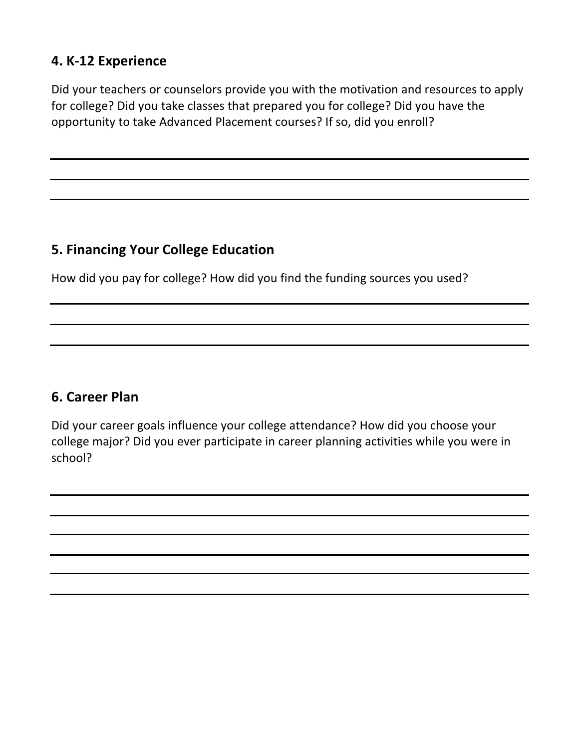## 4. K-12 Experience

Did your teachers or counselors provide you with the motivation and resources to apply for college? Did you take classes that prepared you for college? Did you have the opportunity to take Advanced Placement courses? If so, did you enroll?

## 5. Financing Your College Education

How did you pay for college? How did you find the funding sources you used?

## 6. Career Plan

Did your career goals influence your college attendance? How did you choose your college major? Did you ever participate in career planning activities while you were in school?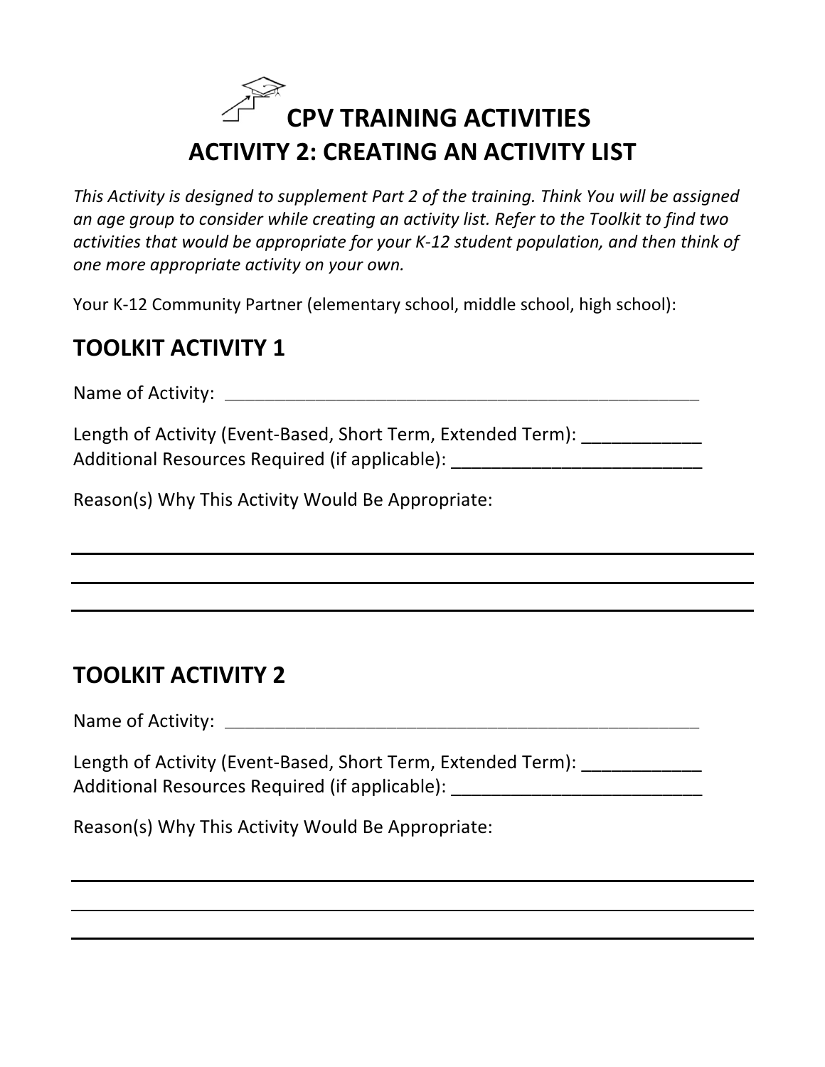# CPV TRAINING ACTIVITIES

## ACTIVITY 2: CREATING AN ACTIVITY LIST

*This Activity is designed to supplement Part 2 of the training. Think You will be assigned an age group to consider while creating an activity list. Refer to the Toolkit to find two activities that would be appropriate for your K-12 student population, and then think of one more appropriate activity on your own.*

Your K-12 Community Partner (elementary school, middle school, high school):

## TOOLKIT ACTIVITY 1

Name of Activity: ______________________________________________________

Length of Activity (Event-Based, Short Term, Extended Term): ____________
Additional Resources Required (if applicable): __________________________

Reason(s) Why This Activity Would Be Appropriate:

______________________________________________________________________

______________________________________________________________________

______________________________________________________________________

## TOOLKIT ACTIVITY 2

Name of Activity: ______________________________________________________

Length of Activity (Event-Based, Short Term, Extended Term): ____________
Additional Resources Required (if applicable): __________________________

Reason(s) Why This Activity Would Be Appropriate:

______________________________________________________________________

______________________________________________________________________

______________________________________________________________________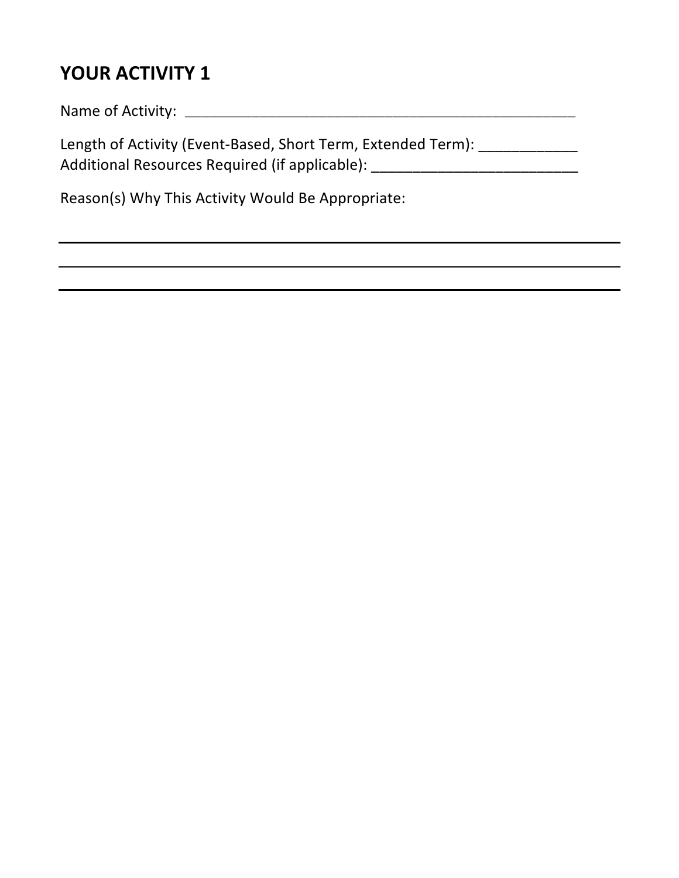## YOUR ACTIVITY 1

Name of Activity: ______________________________________________________

Length of Activity (Event-Based, Short Term, Extended Term): ____________
Additional Resources Required (if applicable): _________________________

Reason(s) Why This Activity Would Be Appropriate:

___________________________________________________________________________

___________________________________________________________________________

___________________________________________________________________________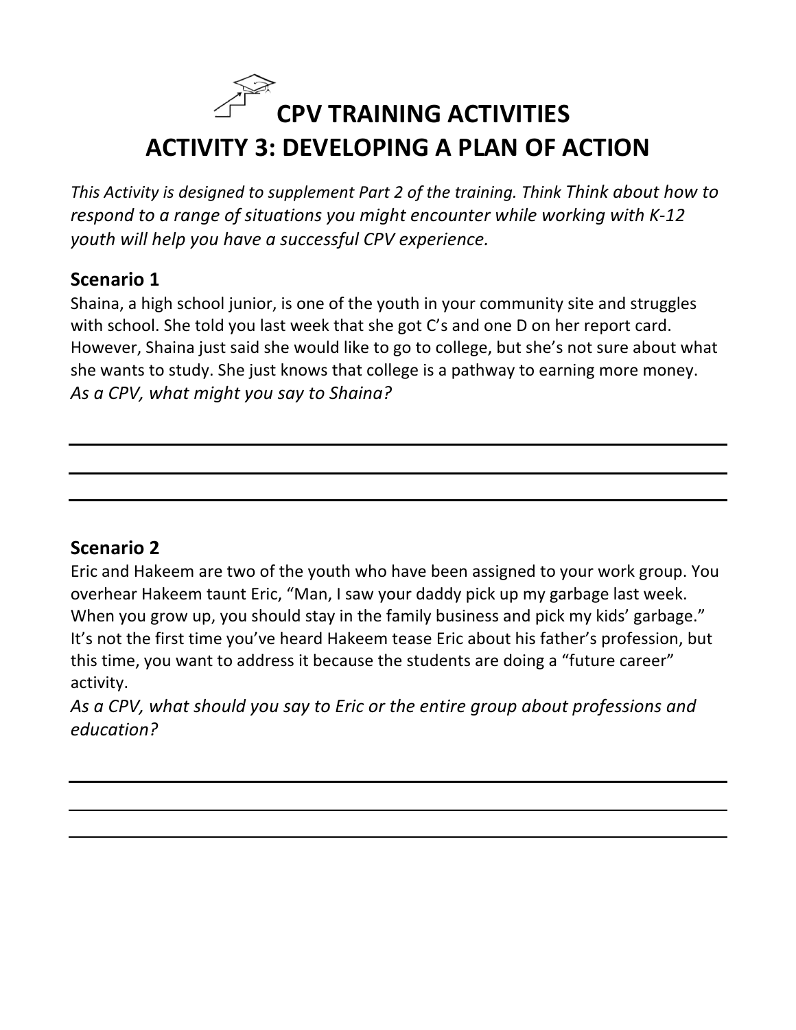# CPV TRAINING ACTIVITIES
# ACTIVITY 3: DEVELOPING A PLAN OF ACTION

*This Activity is designed to supplement Part 2 of the training. Think Think about how to respond to a range of situations you might encounter while working with K-12 youth will help you have a successful CPV experience.*

### Scenario 1

Shaina, a high school junior, is one of the youth in your community site and struggles with school. She told you last week that she got C's and one D on her report card. However, Shaina just said she would like to go to college, but she's not sure about what she wants to study. She just knows that college is a pathway to earning more money. *As a CPV, what might you say to Shaina?*

______________________________________________

______________________________________________

______________________________________________

### Scenario 2

Eric and Hakeem are two of the youth who have been assigned to your work group. You overhear Hakeem taunt Eric, "Man, I saw your daddy pick up my garbage last week. When you grow up, you should stay in the family business and pick my kids' garbage." It's not the first time you've heard Hakeem tease Eric about his father's profession, but this time, you want to address it because the students are doing a "future career" activity.

*As a CPV, what should you say to Eric or the entire group about professions and education?*

______________________________________________

______________________________________________

______________________________________________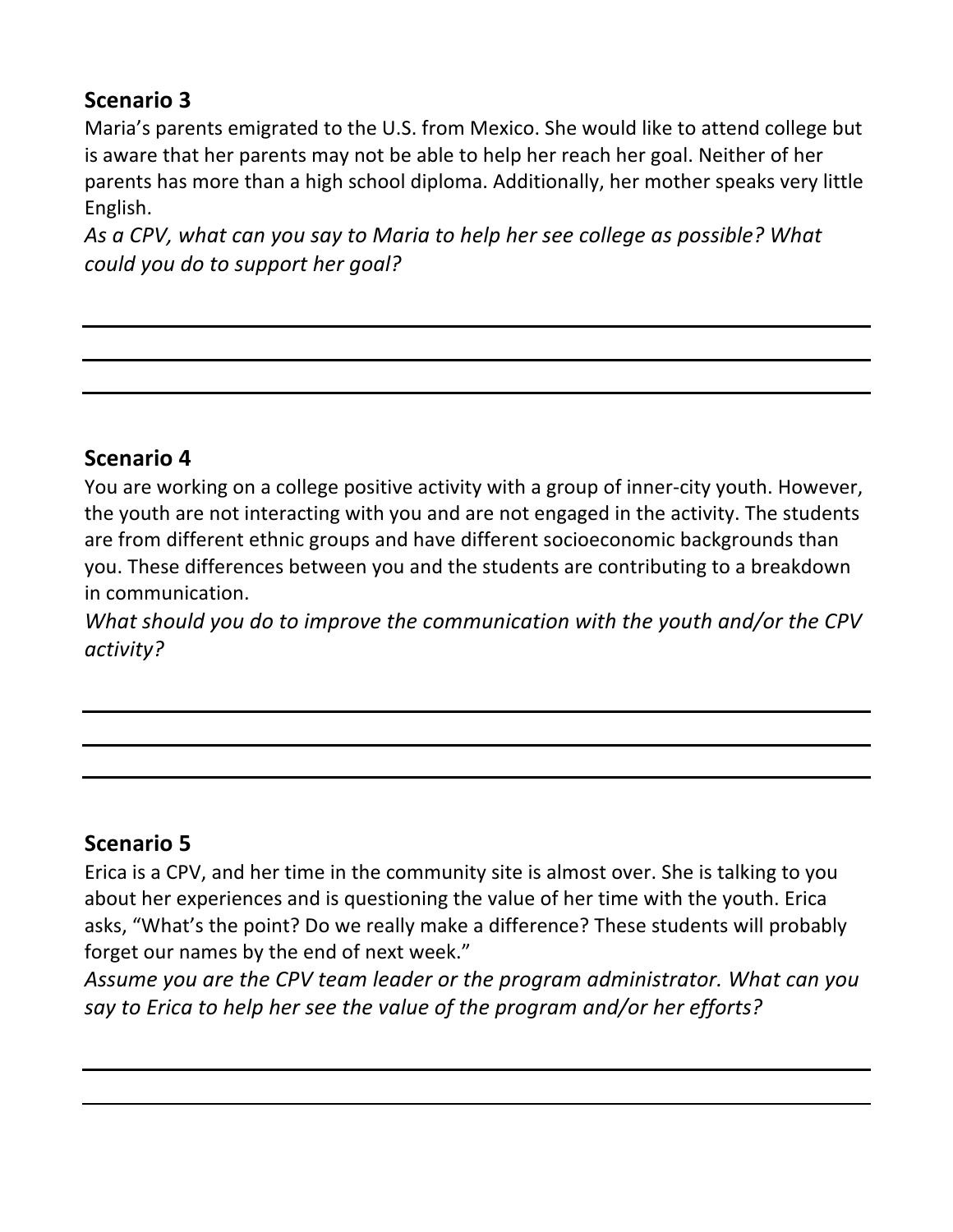## Scenario 3

Maria's parents emigrated to the U.S. from Mexico. She would like to attend college but is aware that her parents may not be able to help her reach her goal. Neither of her parents has more than a high school diploma. Additionally, her mother speaks very little English.

*As a CPV, what can you say to Maria to help her see college as possible? What could you do to support her goal?*

## Scenario 4

You are working on a college positive activity with a group of inner-city youth. However, the youth are not interacting with you and are not engaged in the activity. The students are from different ethnic groups and have different socioeconomic backgrounds than you. These differences between you and the students are contributing to a breakdown in communication.

*What should you do to improve the communication with the youth and/or the CPV activity?*

## Scenario 5

Erica is a CPV, and her time in the community site is almost over. She is talking to you about her experiences and is questioning the value of her time with the youth. Erica asks, "What's the point? Do we really make a difference? These students will probably forget our names by the end of next week."

*Assume you are the CPV team leader or the program administrator. What can you say to Erica to help her see the value of the program and/or her efforts?*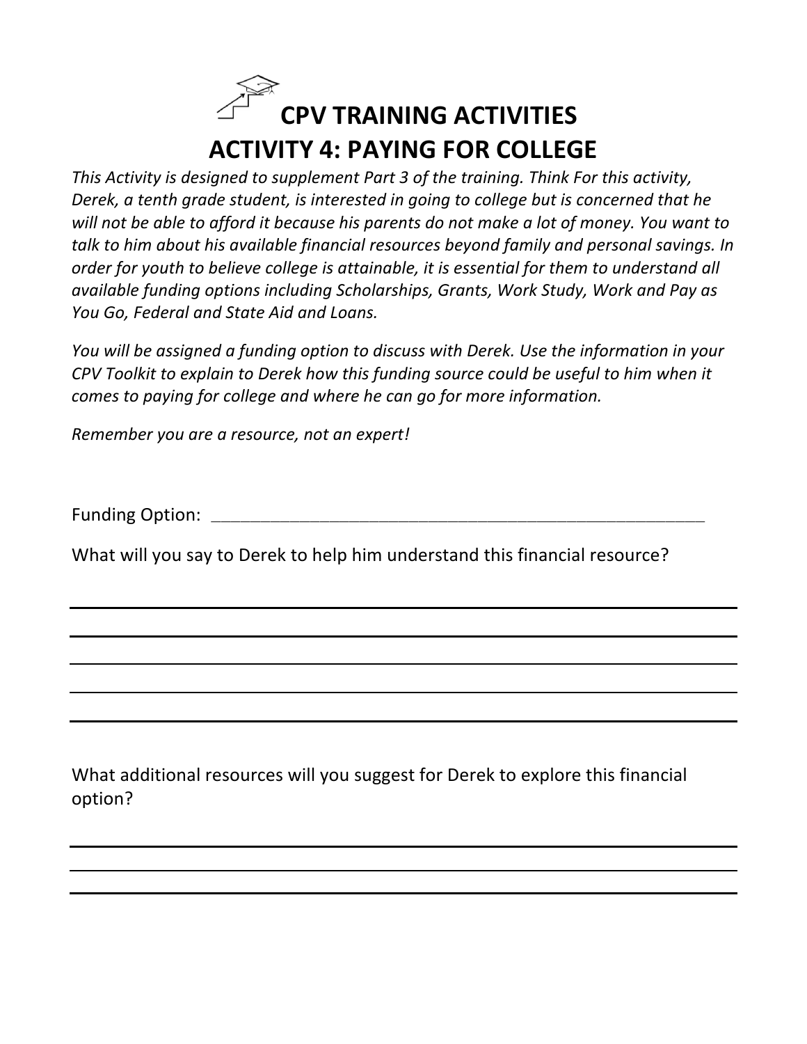# CPV TRAINING ACTIVITIES

# ACTIVITY 4: PAYING FOR COLLEGE

*This Activity is designed to supplement Part 3 of the training. Think For this activity, Derek, a tenth grade student, is interested in going to college but is concerned that he will not be able to afford it because his parents do not make a lot of money. You want to talk to him about his available financial resources beyond family and personal savings. In order for youth to believe college is attainable, it is essential for them to understand all available funding options including Scholarships, Grants, Work Study, Work and Pay as You Go, Federal and State Aid and Loans.*

*You will be assigned a funding option to discuss with Derek. Use the information in your CPV Toolkit to explain to Derek how this funding source could be useful to him when it comes to paying for college and where he can go for more information.*

*Remember you are a resource, not an expert!*

Funding Option: ________________________________________________

What will you say to Derek to help him understand this financial resource?

_______________________________________________________________

_______________________________________________________________

_______________________________________________________________

_______________________________________________________________

_______________________________________________________________

What additional resources will you suggest for Derek to explore this financial option?

_______________________________________________________________

_______________________________________________________________

_______________________________________________________________